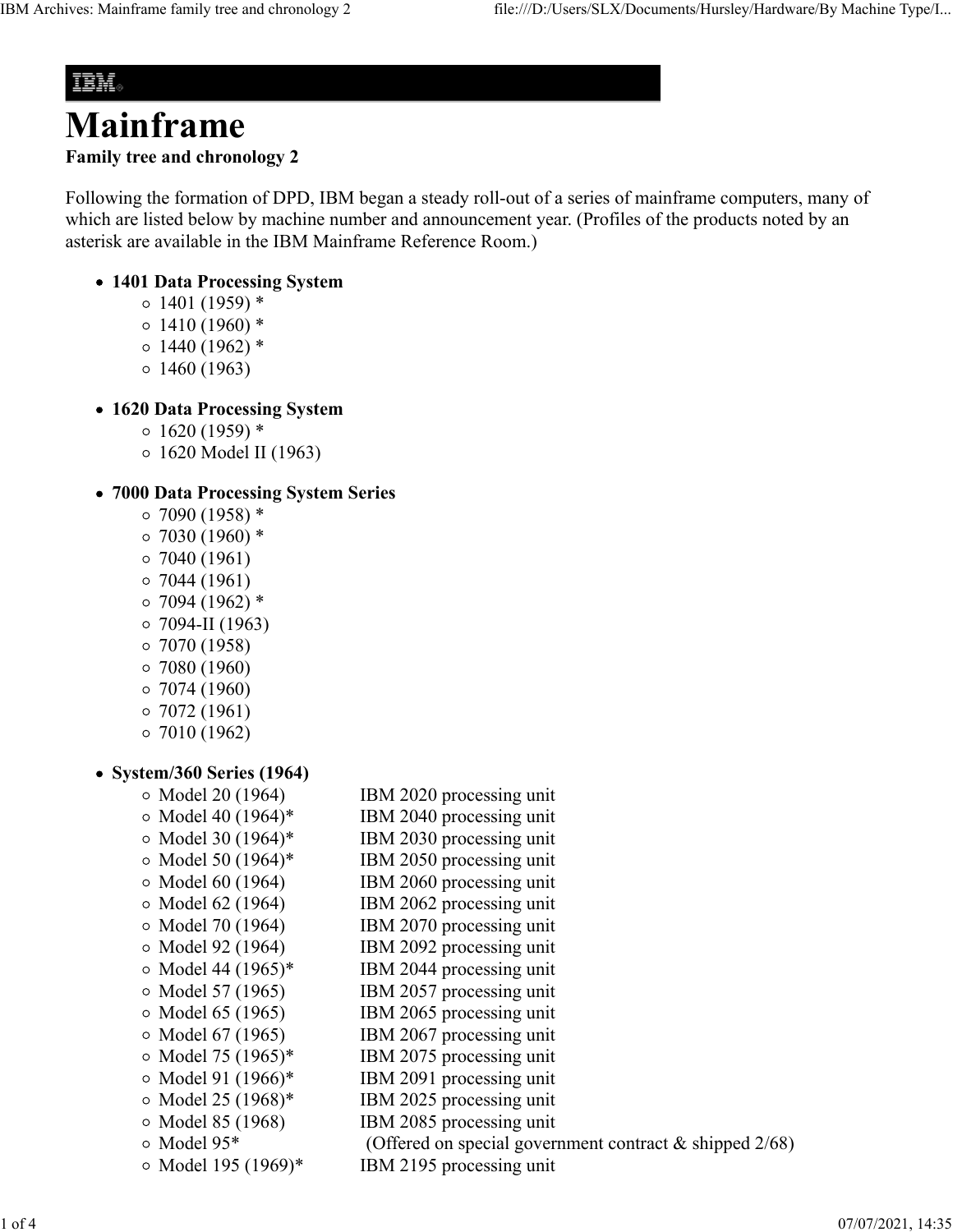# Mainframe

**Family tree and chronology 2**

Following the formation of DPD, IBM began a steady roll-out of a series of mainframe computers, many of which are listed below by machine number and announcement year. (Profiles of the products noted by an asterisk are available in the IBM Mainframe Reference Room.)

- **1401 Data Processing System**
  - 1401 (1959) *
  - 1410 (1960) *
  - 1440 (1962) *
  - 1460 (1963)

- **1620 Data Processing System**
  - 1620 (1959) *
  - 1620 Model II (1963)

- **7000 Data Processing System Series**
  - 7090 (1958) *
  - 7030 (1960) *
  - 7040 (1961)
  - 7044 (1961)
  - 7094 (1962) *
  - 7094-II (1963)
  - 7070 (1958)
  - 7080 (1960)
  - 7074 (1960)
  - 7072 (1961)
  - 7010 (1962)

- **System/360 Series (1964)**
  - Model 20 (1964) IBM 2020 processing unit
  - Model 40 (1964)* IBM 2040 processing unit
  - Model 30 (1964)* IBM 2030 processing unit
  - Model 50 (1964)* IBM 2050 processing unit
  - Model 60 (1964) IBM 2060 processing unit
  - Model 62 (1964) IBM 2062 processing unit
  - Model 70 (1964) IBM 2070 processing unit
  - Model 92 (1964) IBM 2092 processing unit
  - Model 44 (1965)* IBM 2044 processing unit
  - Model 57 (1965) IBM 2057 processing unit
  - Model 65 (1965) IBM 2065 processing unit
  - Model 67 (1965) IBM 2067 processing unit
  - Model 75 (1965)* IBM 2075 processing unit
  - Model 91 (1966)* IBM 2091 processing unit
  - Model 25 (1968)* IBM 2025 processing unit
  - Model 85 (1968) IBM 2085 processing unit
  - Model 95* (Offered on special government contract & shipped 2/68)
  - Model 195 (1969)* IBM 2195 processing unit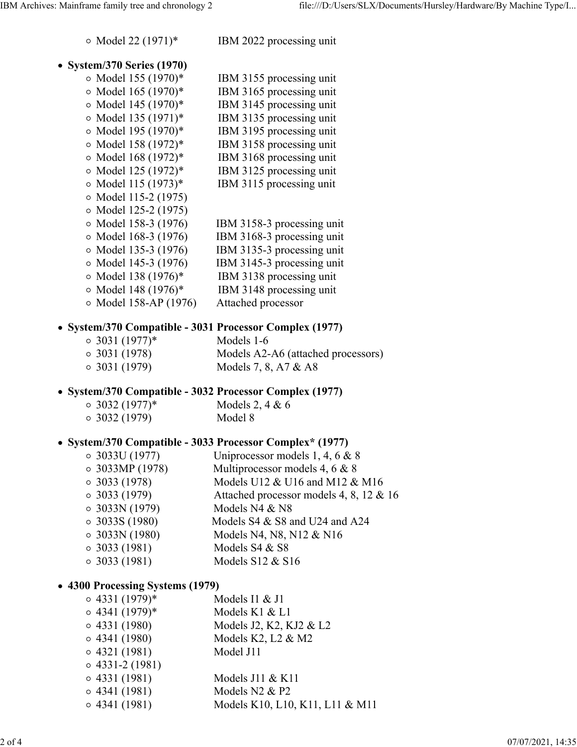- Model 22 (1971)* IBM 2022 processing unit

- **System/370 Series (1970)**
  - Model 155 (1970)* IBM 3155 processing unit
  - Model 165 (1970)* IBM 3165 processing unit
  - Model 145 (1970)* IBM 3145 processing unit
  - Model 135 (1971)* IBM 3135 processing unit
  - Model 195 (1970)* IBM 3195 processing unit
  - Model 158 (1972)* IBM 3158 processing unit
  - Model 168 (1972)* IBM 3168 processing unit
  - Model 125 (1972)* IBM 3125 processing unit
  - Model 115 (1973)* IBM 3115 processing unit
  - Model 115-2 (1975)
  - Model 125-2 (1975)
  - Model 158-3 (1976) IBM 3158-3 processing unit
  - Model 168-3 (1976) IBM 3168-3 processing unit
  - Model 135-3 (1976) IBM 3135-3 processing unit
  - Model 145-3 (1976) IBM 3145-3 processing unit
  - Model 138 (1976)* IBM 3138 processing unit
  - Model 148 (1976)* IBM 3148 processing unit
  - Model 158-AP (1976) Attached processor

- **System/370 Compatible - 3031 Processor Complex (1977)**
  - 3031 (1977)* Models 1-6
  - 3031 (1978) Models A2-A6 (attached processors)
  - 3031 (1979) Models 7, 8, A7 & A8

- **System/370 Compatible - 3032 Processor Complex (1977)**
  - 3032 (1977)* Models 2, 4 & 6
  - 3032 (1979) Model 8

- **System/370 Compatible - 3033 Processor Complex* (1977)**
  - 3033U (1977) Uniprocessor models 1, 4, 6 & 8
  - 3033MP (1978) Multiprocessor models 4, 6 & 8
  - 3033 (1978) Models U12 & U16 and M12 & M16
  - 3033 (1979) Attached processor models 4, 8, 12 & 16
  - 3033N (1979) Models N4 & N8
  - 3033S (1980) Models S4 & S8 and U24 and A24
  - 3033N (1980) Models N4, N8, N12 & N16
  - 3033 (1981) Models S4 & S8
  - 3033 (1981) Models S12 & S16

- **4300 Processing Systems (1979)**
  - 4331 (1979)* Models I1 & J1
  - 4341 (1979)* Models K1 & L1
  - 4331 (1980) Models J2, K2, KJ2 & L2
  - 4341 (1980) Models K2, L2 & M2
  - 4321 (1981) Model J11
  - 4331-2 (1981)
  - 4331 (1981) Models J11 & K11
  - 4341 (1981) Models N2 & P2
  - 4341 (1981) Models K10, L10, K11, L11 & M11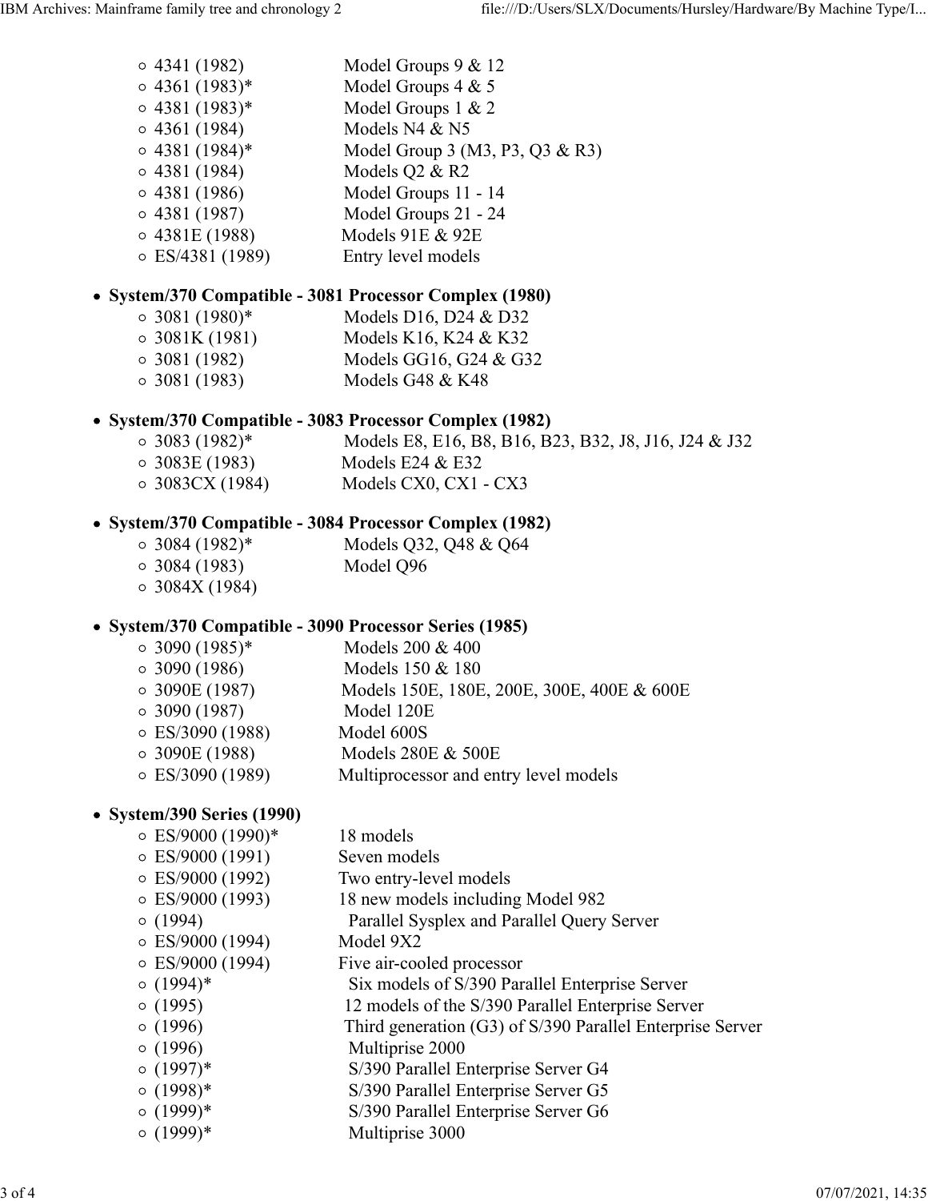- 4341 (1982) Model Groups 9 & 12
- 4361 (1983)* Model Groups 4 & 5
- 4381 (1983)* Model Groups 1 & 2
- 4361 (1984) Models N4 & N5
- 4381 (1984)* Model Group 3 (M3, P3, Q3 & R3)
- 4381 (1984) Models Q2 & R2
- 4381 (1986) Model Groups 11 - 14
- 4381 (1987) Model Groups 21 - 24
- 4381E (1988) Models 91E & 92E
- ES/4381 (1989) Entry level models

- **System/370 Compatible - 3081 Processor Complex (1980)**
  - 3081 (1980)* Models D16, D24 & D32
  - 3081K (1981) Models K16, K24 & K32
  - 3081 (1982) Models GG16, G24 & G32
  - 3081 (1983) Models G48 & K48

- **System/370 Compatible - 3083 Processor Complex (1982)**
  - 3083 (1982)* Models E8, E16, B8, B16, B23, B32, J8, J16, J24 & J32
  - 3083E (1983) Models E24 & E32
  - 3083CX (1984) Models CX0, CX1 - CX3

- **System/370 Compatible - 3084 Processor Complex (1982)**
  - 3084 (1982)* Models Q32, Q48 & Q64
  - 3084 (1983) Model Q96
  - 3084X (1984)

- **System/370 Compatible - 3090 Processor Series (1985)**
  - 3090 (1985)* Models 200 & 400
  - 3090 (1986) Models 150 & 180
  - 3090E (1987) Models 150E, 180E, 200E, 300E, 400E & 600E
  - 3090 (1987) Model 120E
  - ES/3090 (1988) Model 600S
  - 3090E (1988) Models 280E & 500E
  - ES/3090 (1989) Multiprocessor and entry level models

- **System/390 Series (1990)**
  - ES/9000 (1990)* 18 models
  - ES/9000 (1991) Seven models
  - ES/9000 (1992) Two entry-level models
  - ES/9000 (1993) 18 new models including Model 982
  - (1994) Parallel Sysplex and Parallel Query Server
  - ES/9000 (1994) Model 9X2
  - ES/9000 (1994) Five air-cooled processor
  - (1994)* Six models of S/390 Parallel Enterprise Server
  - (1995) 12 models of the S/390 Parallel Enterprise Server
  - (1996) Third generation (G3) of S/390 Parallel Enterprise Server
  - (1996) Multiprise 2000
  - (1997)* S/390 Parallel Enterprise Server G4
  - (1998)* S/390 Parallel Enterprise Server G5
  - (1999)* S/390 Parallel Enterprise Server G6
  - (1999)* Multiprise 3000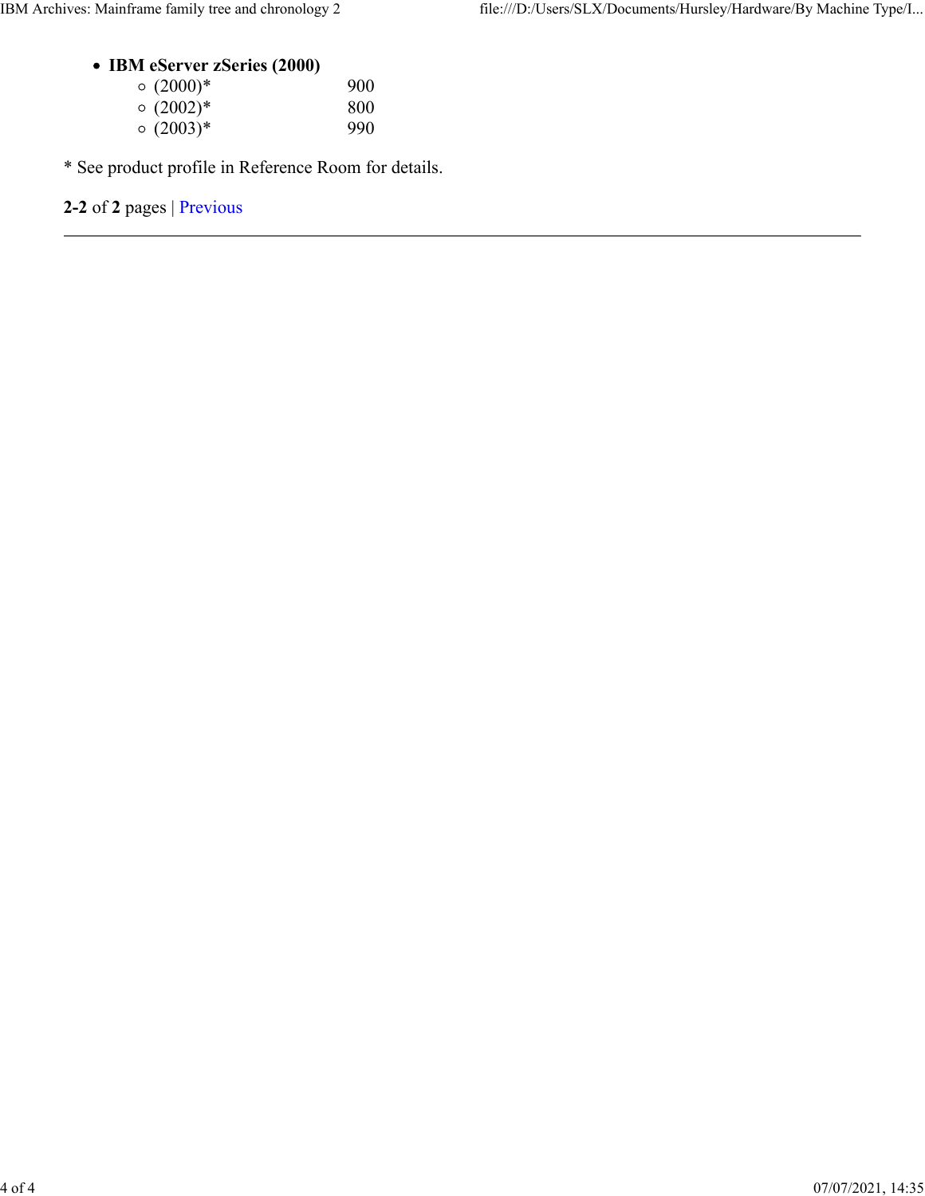- **IBM eServer zSeries (2000)**
  - (2000)* 900
  - (2002)* 800
  - (2003)* 990

* See product profile in Reference Room for details.

**2-2** of **2** pages | Previous

---